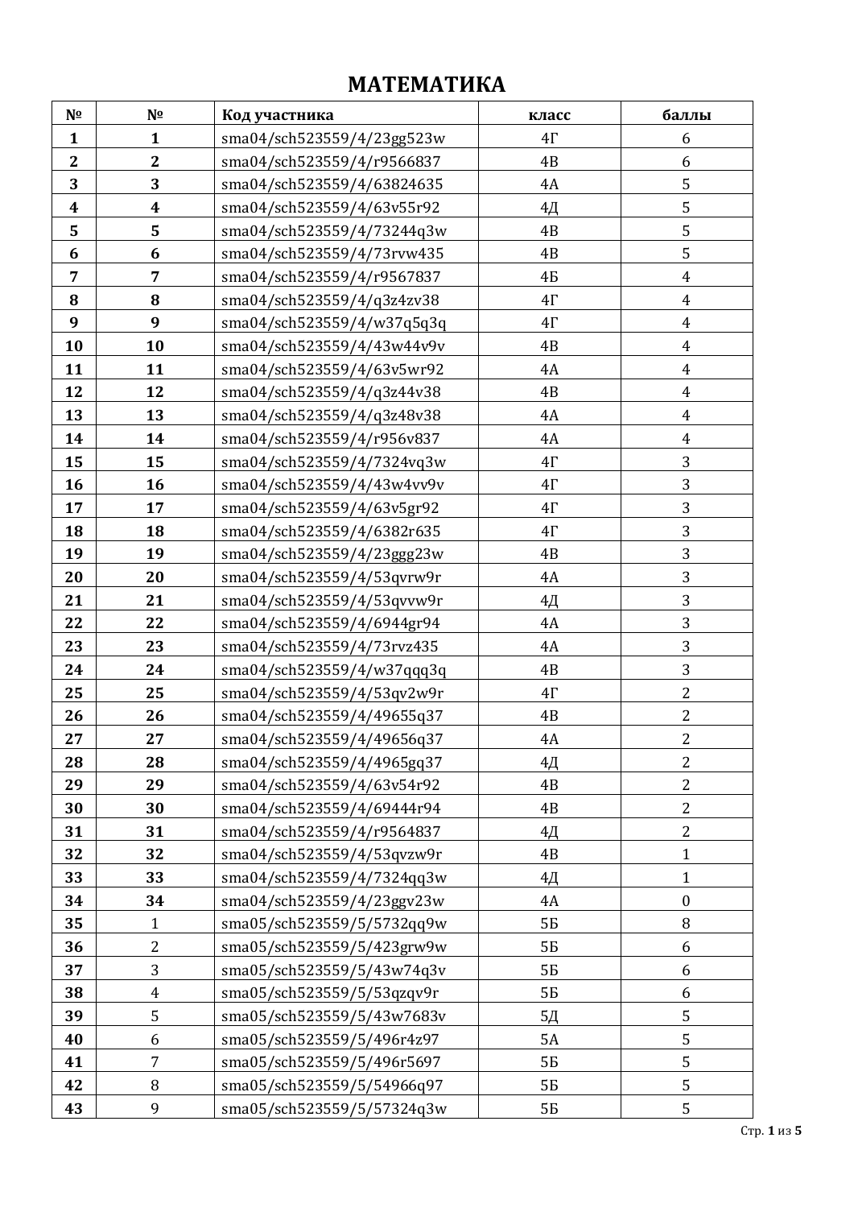# МАТЕМАТИКА

| № | № | Код участника | класс | баллы |
|---|---|---|---|---|
| **1** | **1** | sma04/sch523559/4/23gg523w | 4Г | 6 |
| **2** | **2** | sma04/sch523559/4/r9566837 | 4В | 6 |
| **3** | **3** | sma04/sch523559/4/63824635 | 4А | 5 |
| **4** | **4** | sma04/sch523559/4/63v55r92 | 4Д | 5 |
| **5** | **5** | sma04/sch523559/4/73244q3w | 4В | 5 |
| **6** | **6** | sma04/sch523559/4/73rvw435 | 4В | 5 |
| **7** | **7** | sma04/sch523559/4/r9567837 | 4Б | 4 |
| **8** | **8** | sma04/sch523559/4/q3z4zv38 | 4Г | 4 |
| **9** | **9** | sma04/sch523559/4/w37q5q3q | 4Г | 4 |
| **10** | **10** | sma04/sch523559/4/43w44v9v | 4В | 4 |
| **11** | **11** | sma04/sch523559/4/63v5wr92 | 4А | 4 |
| **12** | **12** | sma04/sch523559/4/q3z44v38 | 4В | 4 |
| **13** | **13** | sma04/sch523559/4/q3z48v38 | 4А | 4 |
| **14** | **14** | sma04/sch523559/4/r956v837 | 4А | 4 |
| **15** | **15** | sma04/sch523559/4/7324vq3w | 4Г | 3 |
| **16** | **16** | sma04/sch523559/4/43w4vv9v | 4Г | 3 |
| **17** | **17** | sma04/sch523559/4/63v5gr92 | 4Г | 3 |
| **18** | **18** | sma04/sch523559/4/6382r635 | 4Г | 3 |
| **19** | **19** | sma04/sch523559/4/23ggg23w | 4В | 3 |
| **20** | **20** | sma04/sch523559/4/53qvrw9r | 4А | 3 |
| **21** | **21** | sma04/sch523559/4/53qvvw9r | 4Д | 3 |
| **22** | **22** | sma04/sch523559/4/6944gr94 | 4А | 3 |
| **23** | **23** | sma04/sch523559/4/73rvz435 | 4А | 3 |
| **24** | **24** | sma04/sch523559/4/w37qqq3q | 4В | 3 |
| **25** | **25** | sma04/sch523559/4/53qv2w9r | 4Г | 2 |
| **26** | **26** | sma04/sch523559/4/49655q37 | 4В | 2 |
| **27** | **27** | sma04/sch523559/4/49656q37 | 4А | 2 |
| **28** | **28** | sma04/sch523559/4/4965gq37 | 4Д | 2 |
| **29** | **29** | sma04/sch523559/4/63v54r92 | 4В | 2 |
| **30** | **30** | sma04/sch523559/4/69444r94 | 4В | 2 |
| **31** | **31** | sma04/sch523559/4/r9564837 | 4Д | 2 |
| **32** | **32** | sma04/sch523559/4/53qvzw9r | 4В | 1 |
| **33** | **33** | sma04/sch523559/4/7324qq3w | 4Д | 1 |
| **34** | **34** | sma04/sch523559/4/23ggv23w | 4А | 0 |
| **35** | 1 | sma05/sch523559/5/5732qq9w | 5Б | 8 |
| **36** | 2 | sma05/sch523559/5/423grw9w | 5Б | 6 |
| **37** | 3 | sma05/sch523559/5/43w74q3v | 5Б | 6 |
| **38** | 4 | sma05/sch523559/5/53qzqv9r | 5Б | 6 |
| **39** | 5 | sma05/sch523559/5/43w7683v | 5Д | 5 |
| **40** | 6 | sma05/sch523559/5/496r4z97 | 5А | 5 |
| **41** | 7 | sma05/sch523559/5/496r5697 | 5Б | 5 |
| **42** | 8 | sma05/sch523559/5/54966q97 | 5Б | 5 |
| **43** | 9 | sma05/sch523559/5/57324q3w | 5Б | 5 |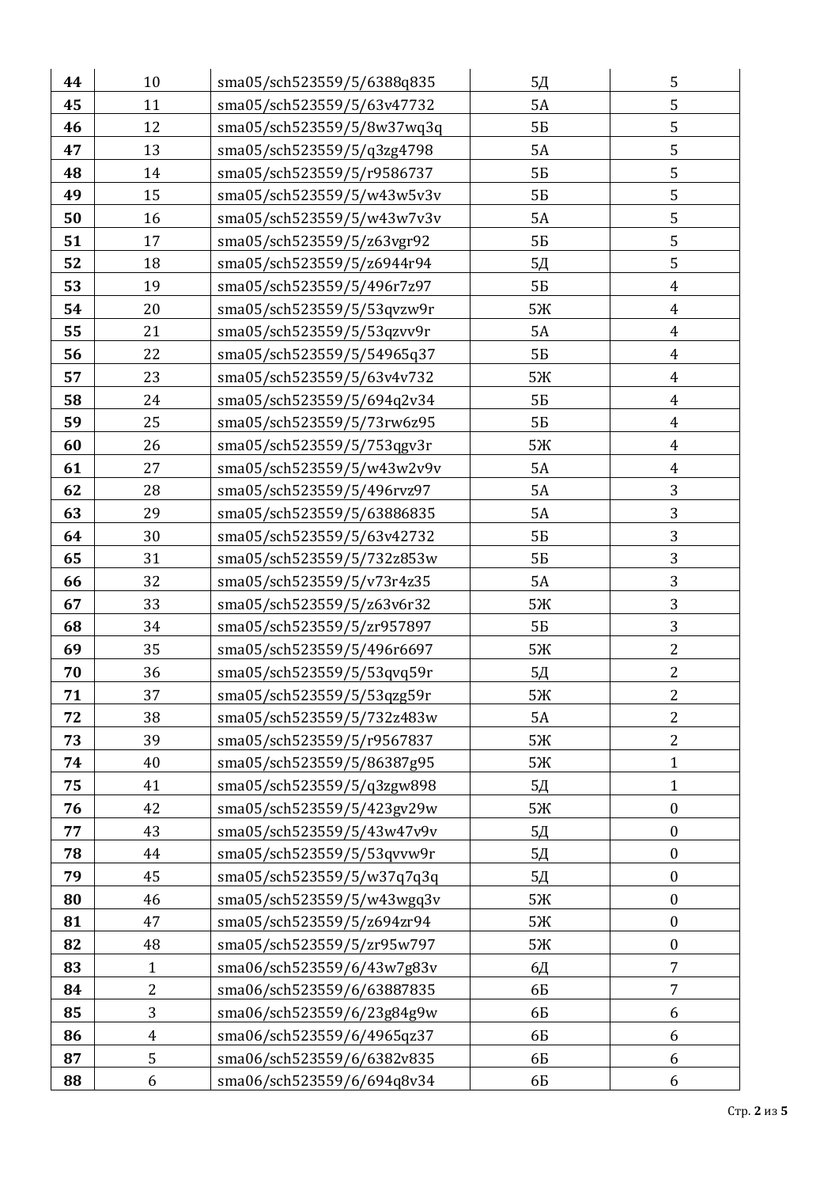| 44 | 10 | sma05/sch523559/5/6388q835 | 5Д | 5 |
|---|---|---|---|---|
| 45 | 11 | sma05/sch523559/5/63v47732 | 5А | 5 |
| 46 | 12 | sma05/sch523559/5/8w37wq3q | 5Б | 5 |
| 47 | 13 | sma05/sch523559/5/q3zg4798 | 5А | 5 |
| 48 | 14 | sma05/sch523559/5/r9586737 | 5Б | 5 |
| 49 | 15 | sma05/sch523559/5/w43w5v3v | 5Б | 5 |
| 50 | 16 | sma05/sch523559/5/w43w7v3v | 5А | 5 |
| 51 | 17 | sma05/sch523559/5/z63vgr92 | 5Б | 5 |
| 52 | 18 | sma05/sch523559/5/z6944r94 | 5Д | 5 |
| 53 | 19 | sma05/sch523559/5/496r7z97 | 5Б | 4 |
| 54 | 20 | sma05/sch523559/5/53qvzw9r | 5Ж | 4 |
| 55 | 21 | sma05/sch523559/5/53qzvv9r | 5А | 4 |
| 56 | 22 | sma05/sch523559/5/54965q37 | 5Б | 4 |
| 57 | 23 | sma05/sch523559/5/63v4v732 | 5Ж | 4 |
| 58 | 24 | sma05/sch523559/5/694q2v34 | 5Б | 4 |
| 59 | 25 | sma05/sch523559/5/73rw6z95 | 5Б | 4 |
| 60 | 26 | sma05/sch523559/5/753qgv3r | 5Ж | 4 |
| 61 | 27 | sma05/sch523559/5/w43w2v9v | 5А | 4 |
| 62 | 28 | sma05/sch523559/5/496rvz97 | 5А | 3 |
| 63 | 29 | sma05/sch523559/5/63886835 | 5А | 3 |
| 64 | 30 | sma05/sch523559/5/63v42732 | 5Б | 3 |
| 65 | 31 | sma05/sch523559/5/732z853w | 5Б | 3 |
| 66 | 32 | sma05/sch523559/5/v73r4z35 | 5А | 3 |
| 67 | 33 | sma05/sch523559/5/z63v6r32 | 5Ж | 3 |
| 68 | 34 | sma05/sch523559/5/zr957897 | 5Б | 3 |
| 69 | 35 | sma05/sch523559/5/496r6697 | 5Ж | 2 |
| 70 | 36 | sma05/sch523559/5/53qvq59r | 5Д | 2 |
| 71 | 37 | sma05/sch523559/5/53qzg59r | 5Ж | 2 |
| 72 | 38 | sma05/sch523559/5/732z483w | 5А | 2 |
| 73 | 39 | sma05/sch523559/5/r9567837 | 5Ж | 2 |
| 74 | 40 | sma05/sch523559/5/86387g95 | 5Ж | 1 |
| 75 | 41 | sma05/sch523559/5/q3zgw898 | 5Д | 1 |
| 76 | 42 | sma05/sch523559/5/423gv29w | 5Ж | 0 |
| 77 | 43 | sma05/sch523559/5/43w47v9v | 5Д | 0 |
| 78 | 44 | sma05/sch523559/5/53qvvw9r | 5Д | 0 |
| 79 | 45 | sma05/sch523559/5/w37q7q3q | 5Д | 0 |
| 80 | 46 | sma05/sch523559/5/w43wgq3v | 5Ж | 0 |
| 81 | 47 | sma05/sch523559/5/z694zr94 | 5Ж | 0 |
| 82 | 48 | sma05/sch523559/5/zr95w797 | 5Ж | 0 |
| 83 | 1 | sma06/sch523559/6/43w7g83v | 6Д | 7 |
| 84 | 2 | sma06/sch523559/6/63887835 | 6Б | 7 |
| 85 | 3 | sma06/sch523559/6/23g84g9w | 6Б | 6 |
| 86 | 4 | sma06/sch523559/6/4965qz37 | 6Б | 6 |
| 87 | 5 | sma06/sch523559/6/6382v835 | 6Б | 6 |
| 88 | 6 | sma06/sch523559/6/694q8v34 | 6Б | 6 |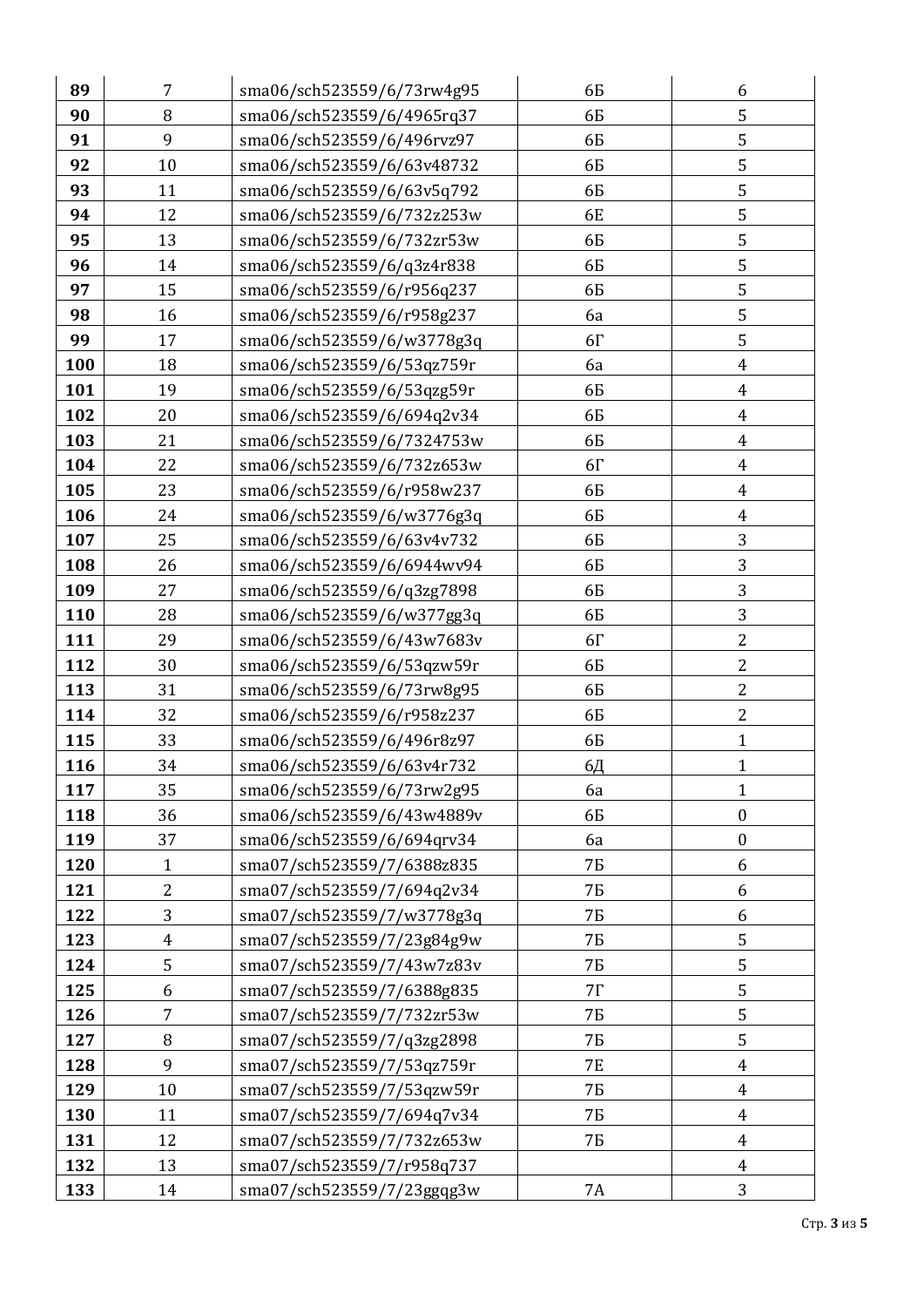| 89 | 7 | sma06/sch523559/6/73rw4g95 | 6Б | 6 |
|---|---|---|---|---|
| 90 | 8 | sma06/sch523559/6/4965rq37 | 6Б | 5 |
| 91 | 9 | sma06/sch523559/6/496rvz97 | 6Б | 5 |
| 92 | 10 | sma06/sch523559/6/63v48732 | 6Б | 5 |
| 93 | 11 | sma06/sch523559/6/63v5q792 | 6Б | 5 |
| 94 | 12 | sma06/sch523559/6/732z253w | 6Е | 5 |
| 95 | 13 | sma06/sch523559/6/732zr53w | 6Б | 5 |
| 96 | 14 | sma06/sch523559/6/q3z4r838 | 6Б | 5 |
| 97 | 15 | sma06/sch523559/6/r956q237 | 6Б | 5 |
| 98 | 16 | sma06/sch523559/6/r958g237 | 6а | 5 |
| 99 | 17 | sma06/sch523559/6/w3778g3q | 6Г | 5 |
| 100 | 18 | sma06/sch523559/6/53qz759r | 6а | 4 |
| 101 | 19 | sma06/sch523559/6/53qzg59r | 6Б | 4 |
| 102 | 20 | sma06/sch523559/6/694q2v34 | 6Б | 4 |
| 103 | 21 | sma06/sch523559/6/7324753w | 6Б | 4 |
| 104 | 22 | sma06/sch523559/6/732z653w | 6Г | 4 |
| 105 | 23 | sma06/sch523559/6/r958w237 | 6Б | 4 |
| 106 | 24 | sma06/sch523559/6/w3776g3q | 6Б | 4 |
| 107 | 25 | sma06/sch523559/6/63v4v732 | 6Б | 3 |
| 108 | 26 | sma06/sch523559/6/6944wv94 | 6Б | 3 |
| 109 | 27 | sma06/sch523559/6/q3zg7898 | 6Б | 3 |
| 110 | 28 | sma06/sch523559/6/w377gg3q | 6Б | 3 |
| 111 | 29 | sma06/sch523559/6/43w7683v | 6Г | 2 |
| 112 | 30 | sma06/sch523559/6/53qzw59r | 6Б | 2 |
| 113 | 31 | sma06/sch523559/6/73rw8g95 | 6Б | 2 |
| 114 | 32 | sma06/sch523559/6/r958z237 | 6Б | 2 |
| 115 | 33 | sma06/sch523559/6/496r8z97 | 6Б | 1 |
| 116 | 34 | sma06/sch523559/6/63v4r732 | 6Д | 1 |
| 117 | 35 | sma06/sch523559/6/73rw2g95 | 6а | 1 |
| 118 | 36 | sma06/sch523559/6/43w4889v | 6Б | 0 |
| 119 | 37 | sma06/sch523559/6/694qrv34 | 6а | 0 |
| 120 | 1 | sma07/sch523559/7/6388z835 | 7Б | 6 |
| 121 | 2 | sma07/sch523559/7/694q2v34 | 7Б | 6 |
| 122 | 3 | sma07/sch523559/7/w3778g3q | 7Б | 6 |
| 123 | 4 | sma07/sch523559/7/23g84g9w | 7Б | 5 |
| 124 | 5 | sma07/sch523559/7/43w7z83v | 7Б | 5 |
| 125 | 6 | sma07/sch523559/7/6388g835 | 7Г | 5 |
| 126 | 7 | sma07/sch523559/7/732zr53w | 7Б | 5 |
| 127 | 8 | sma07/sch523559/7/q3zg2898 | 7Б | 5 |
| 128 | 9 | sma07/sch523559/7/53qz759r | 7Е | 4 |
| 129 | 10 | sma07/sch523559/7/53qzw59r | 7Б | 4 |
| 130 | 11 | sma07/sch523559/7/694q7v34 | 7Б | 4 |
| 131 | 12 | sma07/sch523559/7/732z653w | 7Б | 4 |
| 132 | 13 | sma07/sch523559/7/r958q737 | | 4 |
| 133 | 14 | sma07/sch523559/7/23ggqg3w | 7А | 3 |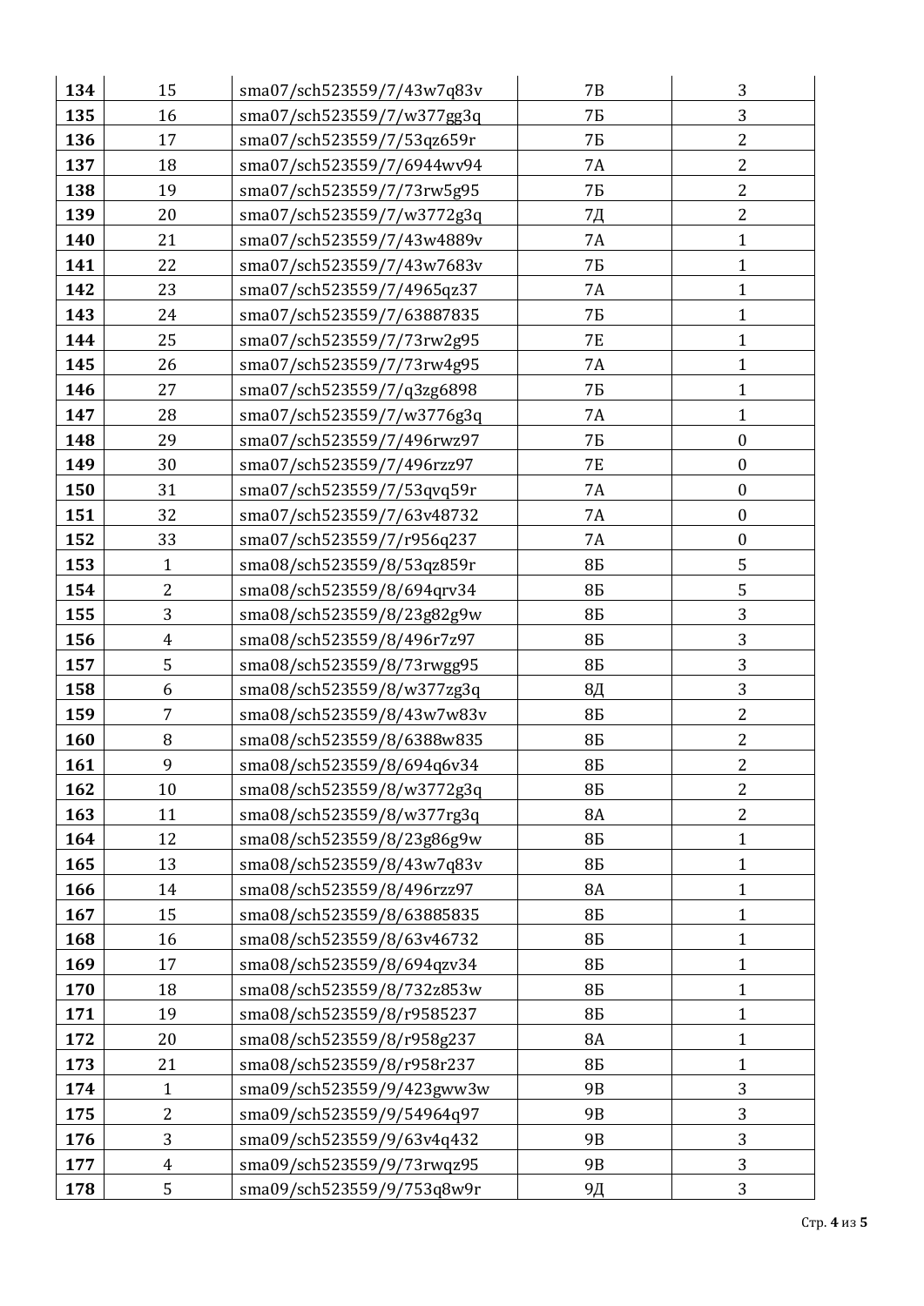| | | | | |
|---|---|---|---|---|
| **134** | 15 | sma07/sch523559/7/43w7q83v | 7В | 3 |
| **135** | 16 | sma07/sch523559/7/w377gg3q | 7Б | 3 |
| **136** | 17 | sma07/sch523559/7/53qz659r | 7Б | 2 |
| **137** | 18 | sma07/sch523559/7/6944wv94 | 7А | 2 |
| **138** | 19 | sma07/sch523559/7/73rw5g95 | 7Б | 2 |
| **139** | 20 | sma07/sch523559/7/w3772g3q | 7Д | 2 |
| **140** | 21 | sma07/sch523559/7/43w4889v | 7А | 1 |
| **141** | 22 | sma07/sch523559/7/43w7683v | 7Б | 1 |
| **142** | 23 | sma07/sch523559/7/4965qz37 | 7А | 1 |
| **143** | 24 | sma07/sch523559/7/63887835 | 7Б | 1 |
| **144** | 25 | sma07/sch523559/7/73rw2g95 | 7Е | 1 |
| **145** | 26 | sma07/sch523559/7/73rw4g95 | 7А | 1 |
| **146** | 27 | sma07/sch523559/7/q3zg6898 | 7Б | 1 |
| **147** | 28 | sma07/sch523559/7/w3776g3q | 7А | 1 |
| **148** | 29 | sma07/sch523559/7/496rwz97 | 7Б | 0 |
| **149** | 30 | sma07/sch523559/7/496rzz97 | 7Е | 0 |
| **150** | 31 | sma07/sch523559/7/53qvq59r | 7А | 0 |
| **151** | 32 | sma07/sch523559/7/63v48732 | 7А | 0 |
| **152** | 33 | sma07/sch523559/7/r956q237 | 7А | 0 |
| **153** | 1 | sma08/sch523559/8/53qz859r | 8Б | 5 |
| **154** | 2 | sma08/sch523559/8/694qrv34 | 8Б | 5 |
| **155** | 3 | sma08/sch523559/8/23g82g9w | 8Б | 3 |
| **156** | 4 | sma08/sch523559/8/496r7z97 | 8Б | 3 |
| **157** | 5 | sma08/sch523559/8/73rwgg95 | 8Б | 3 |
| **158** | 6 | sma08/sch523559/8/w377zg3q | 8Д | 3 |
| **159** | 7 | sma08/sch523559/8/43w7w83v | 8Б | 2 |
| **160** | 8 | sma08/sch523559/8/6388w835 | 8Б | 2 |
| **161** | 9 | sma08/sch523559/8/694q6v34 | 8Б | 2 |
| **162** | 10 | sma08/sch523559/8/w3772g3q | 8Б | 2 |
| **163** | 11 | sma08/sch523559/8/w377rg3q | 8А | 2 |
| **164** | 12 | sma08/sch523559/8/23g86g9w | 8Б | 1 |
| **165** | 13 | sma08/sch523559/8/43w7q83v | 8Б | 1 |
| **166** | 14 | sma08/sch523559/8/496rzz97 | 8А | 1 |
| **167** | 15 | sma08/sch523559/8/63885835 | 8Б | 1 |
| **168** | 16 | sma08/sch523559/8/63v46732 | 8Б | 1 |
| **169** | 17 | sma08/sch523559/8/694qzv34 | 8Б | 1 |
| **170** | 18 | sma08/sch523559/8/732z853w | 8Б | 1 |
| **171** | 19 | sma08/sch523559/8/r9585237 | 8Б | 1 |
| **172** | 20 | sma08/sch523559/8/r958g237 | 8А | 1 |
| **173** | 21 | sma08/sch523559/8/r958r237 | 8Б | 1 |
| **174** | 1 | sma09/sch523559/9/423gww3w | 9В | 3 |
| **175** | 2 | sma09/sch523559/9/54964q97 | 9В | 3 |
| **176** | 3 | sma09/sch523559/9/63v4q432 | 9В | 3 |
| **177** | 4 | sma09/sch523559/9/73rwqz95 | 9В | 3 |
| **178** | 5 | sma09/sch523559/9/753q8w9r | 9Д | 3 |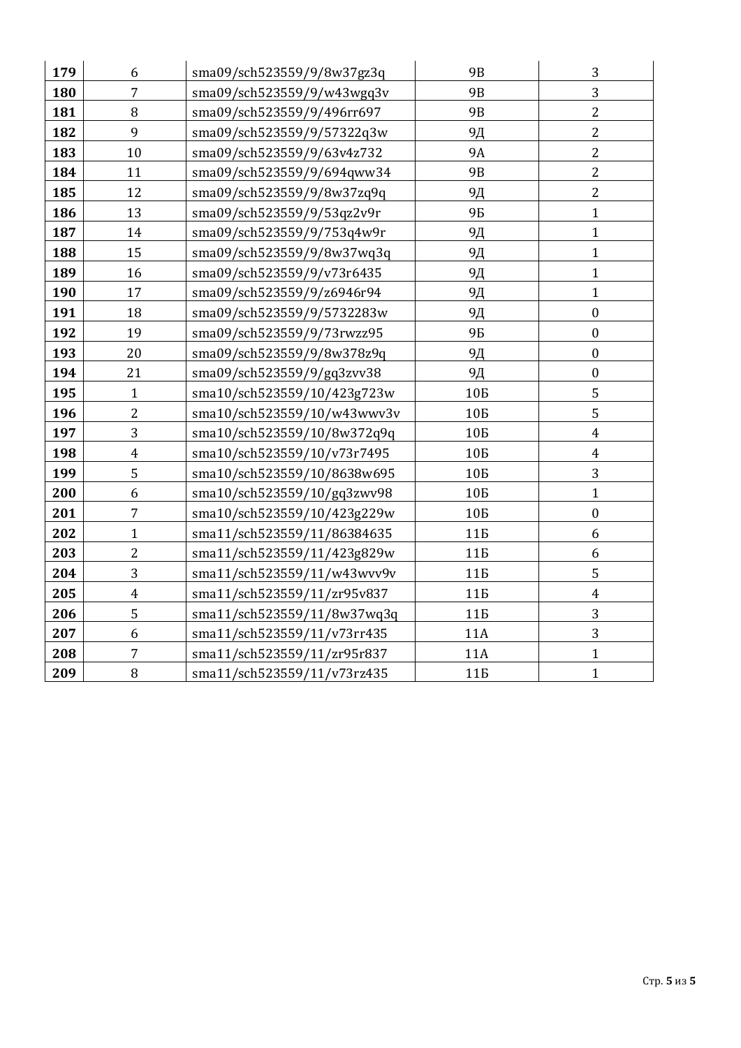| | | | | |
|---|---|---|---|---|
| **179** | 6 | sma09/sch523559/9/8w37gz3q | 9В | 3 |
| **180** | 7 | sma09/sch523559/9/w43wgq3v | 9В | 3 |
| **181** | 8 | sma09/sch523559/9/496rr697 | 9В | 2 |
| **182** | 9 | sma09/sch523559/9/57322q3w | 9Д | 2 |
| **183** | 10 | sma09/sch523559/9/63v4z732 | 9А | 2 |
| **184** | 11 | sma09/sch523559/9/694qww34 | 9В | 2 |
| **185** | 12 | sma09/sch523559/9/8w37zq9q | 9Д | 2 |
| **186** | 13 | sma09/sch523559/9/53qz2v9r | 9Б | 1 |
| **187** | 14 | sma09/sch523559/9/753q4w9r | 9Д | 1 |
| **188** | 15 | sma09/sch523559/9/8w37wq3q | 9Д | 1 |
| **189** | 16 | sma09/sch523559/9/v73r6435 | 9Д | 1 |
| **190** | 17 | sma09/sch523559/9/z6946r94 | 9Д | 1 |
| **191** | 18 | sma09/sch523559/9/5732283w | 9Д | 0 |
| **192** | 19 | sma09/sch523559/9/73rwzz95 | 9Б | 0 |
| **193** | 20 | sma09/sch523559/9/8w378z9q | 9Д | 0 |
| **194** | 21 | sma09/sch523559/9/gq3zvv38 | 9Д | 0 |
| **195** | 1 | sma10/sch523559/10/423g723w | 10Б | 5 |
| **196** | 2 | sma10/sch523559/10/w43wwv3v | 10Б | 5 |
| **197** | 3 | sma10/sch523559/10/8w372q9q | 10Б | 4 |
| **198** | 4 | sma10/sch523559/10/v73r7495 | 10Б | 4 |
| **199** | 5 | sma10/sch523559/10/8638w695 | 10Б | 3 |
| **200** | 6 | sma10/sch523559/10/gq3zwv98 | 10Б | 1 |
| **201** | 7 | sma10/sch523559/10/423g229w | 10Б | 0 |
| **202** | 1 | sma11/sch523559/11/86384635 | 11Б | 6 |
| **203** | 2 | sma11/sch523559/11/423g829w | 11Б | 6 |
| **204** | 3 | sma11/sch523559/11/w43wvv9v | 11Б | 5 |
| **205** | 4 | sma11/sch523559/11/zr95v837 | 11Б | 4 |
| **206** | 5 | sma11/sch523559/11/8w37wq3q | 11Б | 3 |
| **207** | 6 | sma11/sch523559/11/v73rr435 | 11А | 3 |
| **208** | 7 | sma11/sch523559/11/zr95r837 | 11А | 1 |
| **209** | 8 | sma11/sch523559/11/v73rz435 | 11Б | 1 |